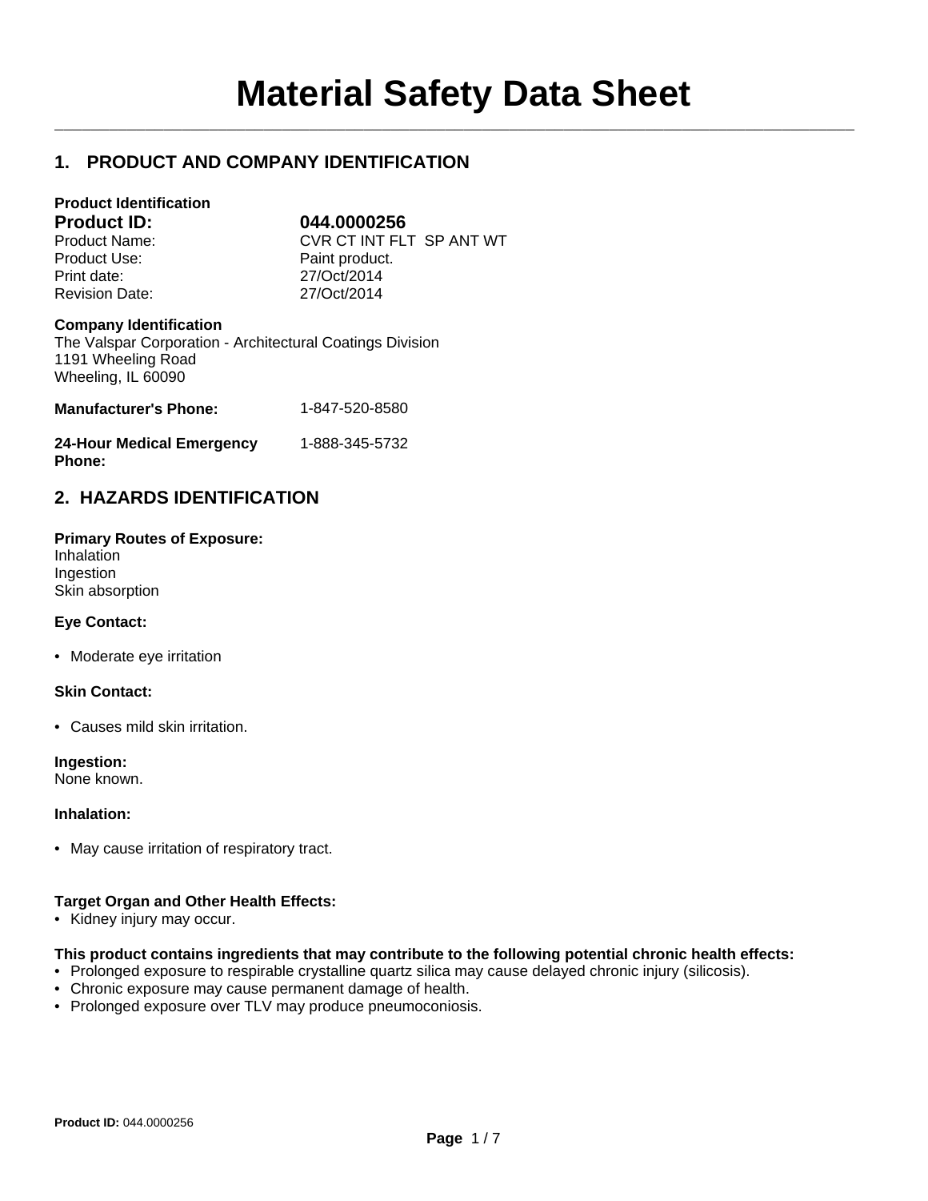# Material Safety Data Sheet

## 1. PRODUCT AND COMPANY IDENTIFICATION

**Product Identification**

| | |
|---|---|
| **Product ID:** | **044.0000256** |
| Product Name: | CVR CT INT FLT SP ANT WT |
| Product Use: | Paint product. |
| Print date: | 27/Oct/2014 |
| Revision Date: | 27/Oct/2014 |

**Company Identification**
The Valspar Corporation - Architectural Coatings Division
1191 Wheeling Road
Wheeling, IL 60090

**Manufacturer's Phone:** 1-847-520-8580

**24-Hour Medical Emergency Phone:** 1-888-345-5732

## 2. HAZARDS IDENTIFICATION

**Primary Routes of Exposure:**
Inhalation
Ingestion
Skin absorption

**Eye Contact:**

- Moderate eye irritation

**Skin Contact:**

- Causes mild skin irritation.

**Ingestion:**
None known.

**Inhalation:**

- May cause irritation of respiratory tract.

**Target Organ and Other Health Effects:**
- Kidney injury may occur.

**This product contains ingredients that may contribute to the following potential chronic health effects:**
- Prolonged exposure to respirable crystalline quartz silica may cause delayed chronic injury (silicosis).
- Chronic exposure may cause permanent damage of health.
- Prolonged exposure over TLV may produce pneumoconiosis.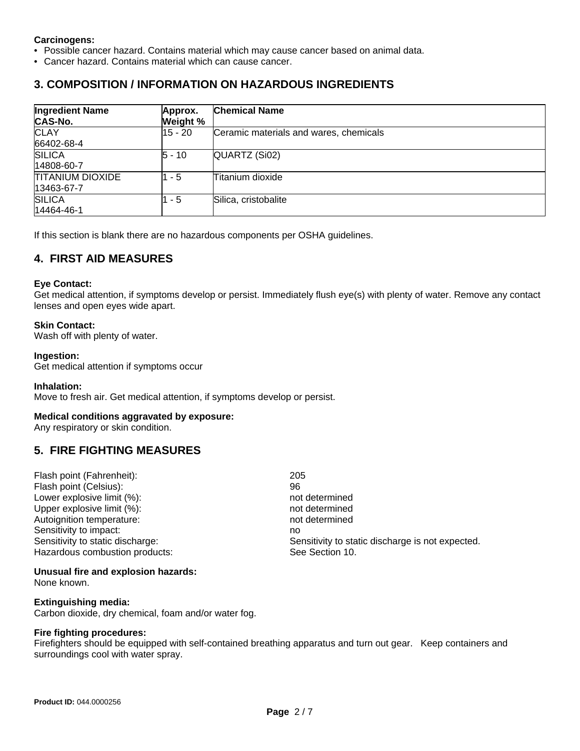**Carcinogens:**

- Possible cancer hazard. Contains material which may cause cancer based on animal data.
- Cancer hazard. Contains material which can cause cancer.

## 3. COMPOSITION / INFORMATION ON HAZARDOUS INGREDIENTS

| Ingredient Name CAS-No. | Approx. Weight % | Chemical Name |
|---|---|---|
| CLAY 66402-68-4 | 15 - 20 | Ceramic materials and wares, chemicals |
| SILICA 14808-60-7 | 5 - 10 | QUARTZ (Si02) |
| TITANIUM DIOXIDE 13463-67-7 | 1 - 5 | Titanium dioxide |
| SILICA 14464-46-1 | 1 - 5 | Silica, cristobalite |

If this section is blank there are no hazardous components per OSHA guidelines.

## 4. FIRST AID MEASURES

**Eye Contact:**
Get medical attention, if symptoms develop or persist. Immediately flush eye(s) with plenty of water. Remove any contact lenses and open eyes wide apart.

**Skin Contact:**
Wash off with plenty of water.

**Ingestion:**
Get medical attention if symptoms occur

**Inhalation:**
Move to fresh air. Get medical attention, if symptoms develop or persist.

**Medical conditions aggravated by exposure:**
Any respiratory or skin condition.

## 5. FIRE FIGHTING MEASURES

| | |
|---|---|
| Flash point (Fahrenheit): | 205 |
| Flash point (Celsius): | 96 |
| Lower explosive limit (%): | not determined |
| Upper explosive limit (%): | not determined |
| Autoignition temperature: | not determined |
| Sensitivity to impact: | no |
| Sensitivity to static discharge: | Sensitivity to static discharge is not expected. |
| Hazardous combustion products: | See Section 10. |

**Unusual fire and explosion hazards:**
None known.

**Extinguishing media:**
Carbon dioxide, dry chemical, foam and/or water fog.

**Fire fighting procedures:**
Firefighters should be equipped with self-contained breathing apparatus and turn out gear. Keep containers and surroundings cool with water spray.

**Product ID:** 044.0000256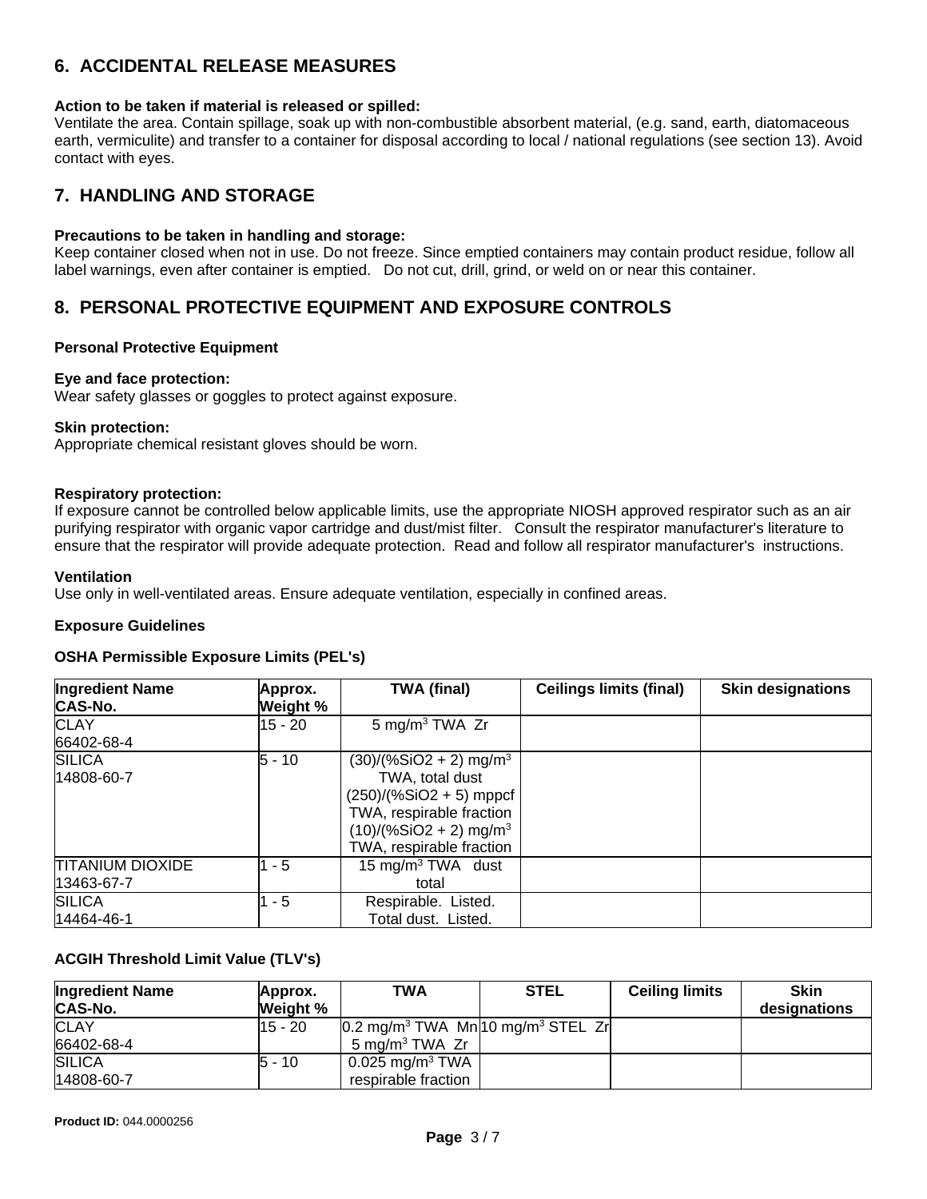## 6. ACCIDENTAL RELEASE MEASURES

**Action to be taken if material is released or spilled:**
Ventilate the area. Contain spillage, soak up with non-combustible absorbent material, (e.g. sand, earth, diatomaceous earth, vermiculite) and transfer to a container for disposal according to local / national regulations (see section 13). Avoid contact with eyes.

## 7. HANDLING AND STORAGE

**Precautions to be taken in handling and storage:**
Keep container closed when not in use. Do not freeze. Since emptied containers may contain product residue, follow all label warnings, even after container is emptied. Do not cut, drill, grind, or weld on or near this container.

## 8. PERSONAL PROTECTIVE EQUIPMENT AND EXPOSURE CONTROLS

**Personal Protective Equipment**

**Eye and face protection:**
Wear safety glasses or goggles to protect against exposure.

**Skin protection:**
Appropriate chemical resistant gloves should be worn.

**Respiratory protection:**
If exposure cannot be controlled below applicable limits, use the appropriate NIOSH approved respirator such as an air purifying respirator with organic vapor cartridge and dust/mist filter. Consult the respirator manufacturer's literature to ensure that the respirator will provide adequate protection. Read and follow all respirator manufacturer's instructions.

**Ventilation**
Use only in well-ventilated areas. Ensure adequate ventilation, especially in confined areas.

**Exposure Guidelines**

**OSHA Permissible Exposure Limits (PEL's)**

| Ingredient Name CAS-No. | Approx. Weight % | TWA (final) | Ceilings limits (final) | Skin designations |
|---|---|---|---|---|
| CLAY 66402-68-4 | 15 - 20 | 5 mg/m$^3$ TWA Zr | | |
| SILICA 14808-60-7 | 5 - 10 | (30)/(%SiO2 + 2) mg/m$^3$ TWA, total dust (250)/(%SiO2 + 5) mppcf TWA, respirable fraction (10)/(%SiO2 + 2) mg/m$^3$ TWA, respirable fraction | | |
| TITANIUM DIOXIDE 13463-67-7 | 1 - 5 | 15 mg/m$^3$ TWA dust total | | |
| SILICA 14464-46-1 | 1 - 5 | Respirable. Listed. Total dust. Listed. | | |

**ACGIH Threshold Limit Value (TLV's)**

| Ingredient Name CAS-No. | Approx. Weight % | TWA | STEL | Ceiling limits | Skin designations |
|---|---|---|---|---|---|
| CLAY 66402-68-4 | 15 - 20 | 0.2 mg/m$^3$ TWA Mn 5 mg/m$^3$ TWA Zr | 10 mg/m$^3$ STEL Zr | | |
| SILICA 14808-60-7 | 5 - 10 | 0.025 mg/m$^3$ TWA respirable fraction | | | |

**Product ID:** 044.0000256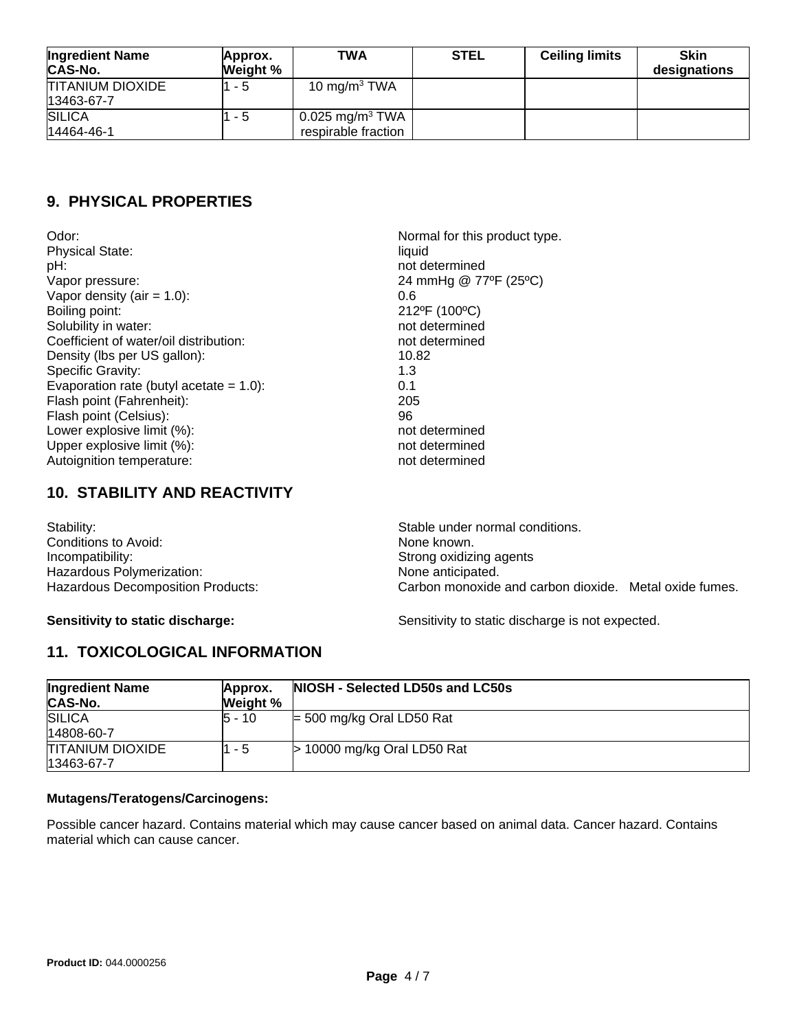| Ingredient Name CAS-No. | Approx. Weight % | TWA | STEL | Ceiling limits | Skin designations |
|---|---|---|---|---|---|
| TITANIUM DIOXIDE 13463-67-7 | 1 - 5 | 10 mg/m$^3$ TWA | | | |
| SILICA 14464-46-1 | 1 - 5 | 0.025 mg/m$^3$ TWA respirable fraction | | | |

## 9. PHYSICAL PROPERTIES

| | |
|---|---|
| Odor: | Normal for this product type. |
| Physical State: | liquid |
| pH: | not determined |
| Vapor pressure: | 24 mmHg @ 77ºF (25ºC) |
| Vapor density (air = 1.0): | 0.6 |
| Boiling point: | 212ºF (100ºC) |
| Solubility in water: | not determined |
| Coefficient of water/oil distribution: | not determined |
| Density (lbs per US gallon): | 10.82 |
| Specific Gravity: | 1.3 |
| Evaporation rate (butyl acetate = 1.0): | 0.1 |
| Flash point (Fahrenheit): | 205 |
| Flash point (Celsius): | 96 |
| Lower explosive limit (%): | not determined |
| Upper explosive limit (%): | not determined |
| Autoignition temperature: | not determined |

## 10. STABILITY AND REACTIVITY

| | |
|---|---|
| Stability: | Stable under normal conditions. |
| Conditions to Avoid: | None known. |
| Incompatibility: | Strong oxidizing agents |
| Hazardous Polymerization: | None anticipated. |
| Hazardous Decomposition Products: | Carbon monoxide and carbon dioxide. Metal oxide fumes. |

**Sensitivity to static discharge:** Sensitivity to static discharge is not expected.

## 11. TOXICOLOGICAL INFORMATION

| Ingredient Name CAS-No. | Approx. Weight % | NIOSH - Selected LD50s and LC50s |
|---|---|---|
| SILICA 14808-60-7 | 5 - 10 | = 500 mg/kg Oral LD50 Rat |
| TITANIUM DIOXIDE 13463-67-7 | 1 - 5 | > 10000 mg/kg Oral LD50 Rat |

**Mutagens/Teratogens/Carcinogens:**

Possible cancer hazard. Contains material which may cause cancer based on animal data. Cancer hazard. Contains material which can cause cancer.

**Product ID:** 044.0000256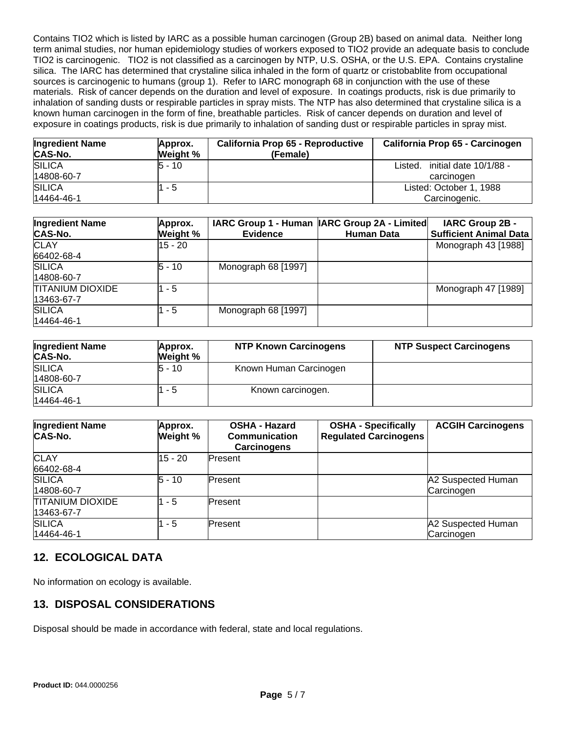Contains TIO2 which is listed by IARC as a possible human carcinogen (Group 2B) based on animal data. Neither long term animal studies, nor human epidemiology studies of workers exposed to TIO2 provide an adequate basis to conclude TIO2 is carcinogenic. TIO2 is not classified as a carcinogen by NTP, U.S. OSHA, or the U.S. EPA. Contains crystaline silica. The IARC has determined that crystaline silica inhaled in the form of quartz or cristobablite from occupational sources is carcinogenic to humans (group 1). Refer to IARC monograph 68 in conjunction with the use of these materials. Risk of cancer depends on the duration and level of exposure. In coatings products, risk is due primarily to inhalation of sanding dusts or respirable particles in spray mists. The NTP has also determined that crystaline silica is a known human carcinogen in the form of fine, breathable particles. Risk of cancer depends on duration and level of exposure in coatings products, risk is due primarily to inhalation of sanding dust or respirable particles in spray mist.

| Ingredient Name CAS-No. | Approx. Weight % | California Prop 65 - Reproductive (Female) | California Prop 65 - Carcinogen |
|---|---|---|---|
| SILICA 14808-60-7 | 5 - 10 | | Listed. initial date 10/1/88 - carcinogen |
| SILICA 14464-46-1 | 1 - 5 | | Listed: October 1, 1988 Carcinogenic. |

| Ingredient Name CAS-No. | Approx. Weight % | IARC Group 1 - Human Evidence | IARC Group 2A - Limited Human Data | IARC Group 2B - Sufficient Animal Data |
|---|---|---|---|---|
| CLAY 66402-68-4 | 15 - 20 | | | Monograph 43 [1988] |
| SILICA 14808-60-7 | 5 - 10 | Monograph 68 [1997] | | |
| TITANIUM DIOXIDE 13463-67-7 | 1 - 5 | | | Monograph 47 [1989] |
| SILICA 14464-46-1 | 1 - 5 | Monograph 68 [1997] | | |

| Ingredient Name CAS-No. | Approx. Weight % | NTP Known Carcinogens | NTP Suspect Carcinogens |
|---|---|---|---|
| SILICA 14808-60-7 | 5 - 10 | Known Human Carcinogen | |
| SILICA 14464-46-1 | 1 - 5 | Known carcinogen. | |

| Ingredient Name CAS-No. | Approx. Weight % | OSHA - Hazard Communication Carcinogens | OSHA - Specifically Regulated Carcinogens | ACGIH Carcinogens |
|---|---|---|---|---|
| CLAY 66402-68-4 | 15 - 20 | Present | | |
| SILICA 14808-60-7 | 5 - 10 | Present | | A2 Suspected Human Carcinogen |
| TITANIUM DIOXIDE 13463-67-7 | 1 - 5 | Present | | |
| SILICA 14464-46-1 | 1 - 5 | Present | | A2 Suspected Human Carcinogen |

## 12. ECOLOGICAL DATA

No information on ecology is available.

## 13. DISPOSAL CONSIDERATIONS

Disposal should be made in accordance with federal, state and local regulations.

**Product ID:** 044.0000256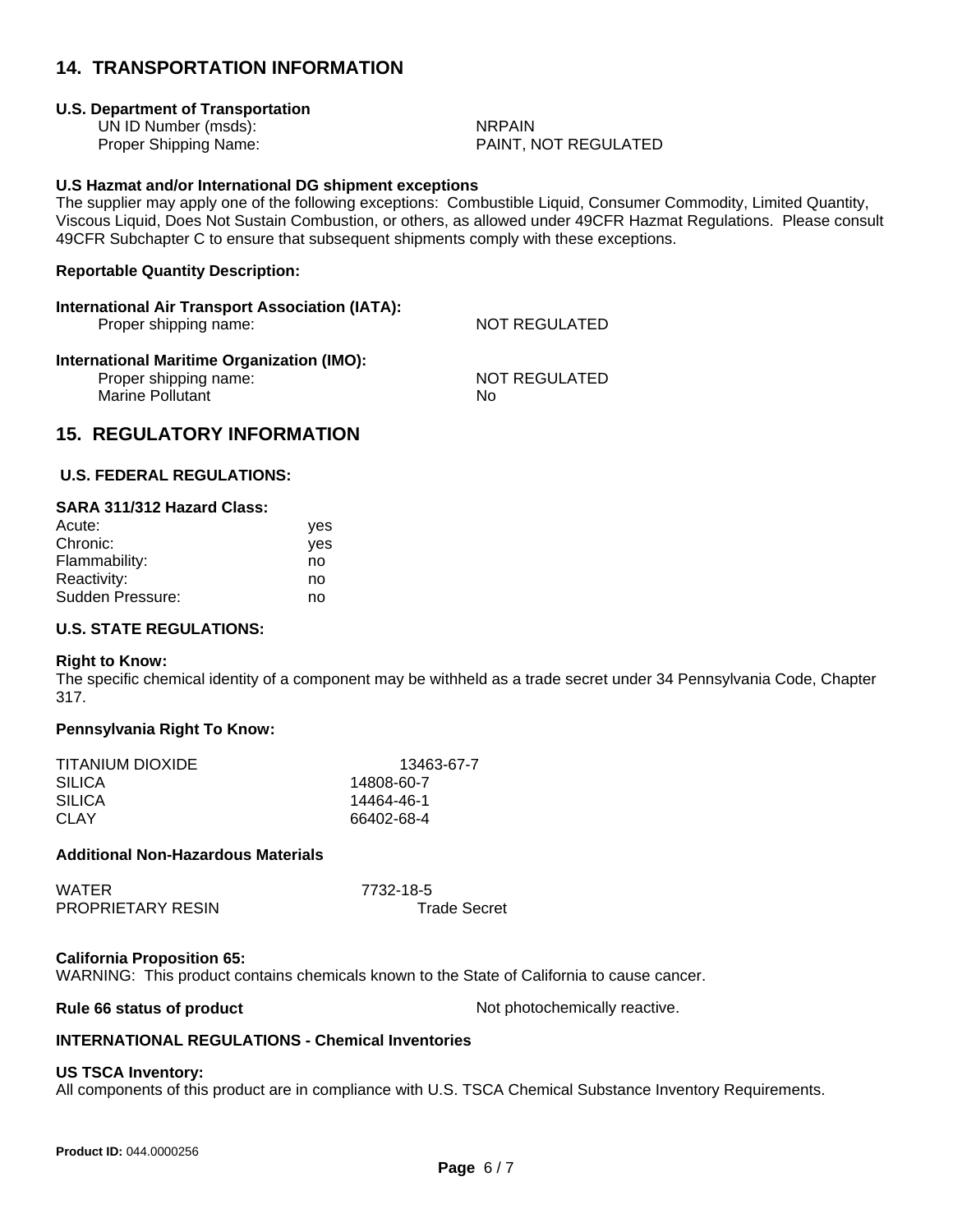## 14. TRANSPORTATION INFORMATION

### U.S. Department of Transportation

| | |
|---|---|
| UN ID Number (msds): | NRPAIN |
| Proper Shipping Name: | PAINT, NOT REGULATED |

### U.S Hazmat and/or International DG shipment exceptions

The supplier may apply one of the following exceptions: Combustible Liquid, Consumer Commodity, Limited Quantity, Viscous Liquid, Does Not Sustain Combustion, or others, as allowed under 49CFR Hazmat Regulations. Please consult 49CFR Subchapter C to ensure that subsequent shipments comply with these exceptions.

### Reportable Quantity Description:

### International Air Transport Association (IATA):

| | |
|---|---|
| Proper shipping name: | NOT REGULATED |

### International Maritime Organization (IMO):

| | |
|---|---|
| Proper shipping name: | NOT REGULATED |
| Marine Pollutant | No |

## 15. REGULATORY INFORMATION

### U.S. FEDERAL REGULATIONS:

### SARA 311/312 Hazard Class:

| | |
|---|---|
| Acute: | yes |
| Chronic: | yes |
| Flammability: | no |
| Reactivity: | no |
| Sudden Pressure: | no |

### U.S. STATE REGULATIONS:

### Right to Know:

The specific chemical identity of a component may be withheld as a trade secret under 34 Pennsylvania Code, Chapter 317.

### Pennsylvania Right To Know:

| | |
|---|---|
| TITANIUM DIOXIDE | 13463-67-7 |
| SILICA | 14808-60-7 |
| SILICA | 14464-46-1 |
| CLAY | 66402-68-4 |

### Additional Non-Hazardous Materials

| | |
|---|---|
| WATER | 7732-18-5 |
| PROPRIETARY RESIN | Trade Secret |

### California Proposition 65:

WARNING: This product contains chemicals known to the State of California to cause cancer.

**Rule 66 status of product** Not photochemically reactive.

### INTERNATIONAL REGULATIONS - Chemical Inventories

### US TSCA Inventory:

All components of this product are in compliance with U.S. TSCA Chemical Substance Inventory Requirements.

**Product ID:** 044.0000256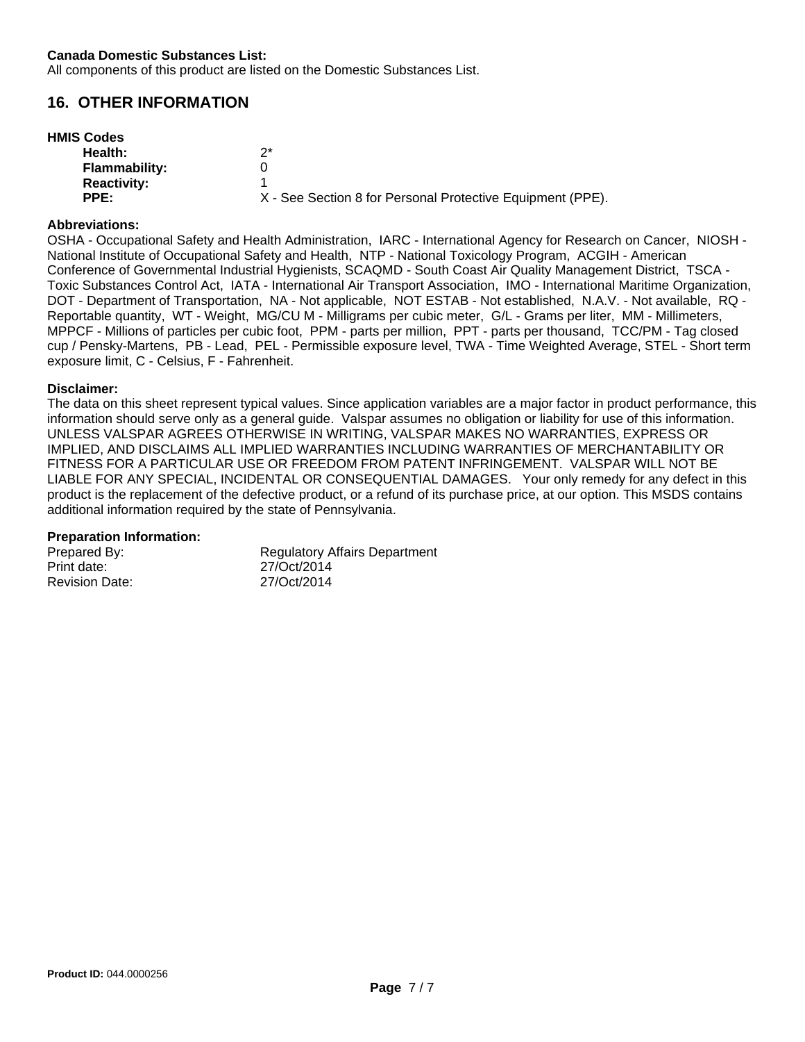**Canada Domestic Substances List:**
All components of this product are listed on the Domestic Substances List.

## 16. OTHER INFORMATION

**HMIS Codes**

| | |
|---|---|
| **Health:** | 2* |
| **Flammability:** | 0 |
| **Reactivity:** | 1 |
| **PPE:** | X - See Section 8 for Personal Protective Equipment (PPE). |

**Abbreviations:**
OSHA - Occupational Safety and Health Administration, IARC - International Agency for Research on Cancer, NIOSH - National Institute of Occupational Safety and Health, NTP - National Toxicology Program, ACGIH - American Conference of Governmental Industrial Hygienists, SCAQMD - South Coast Air Quality Management District, TSCA - Toxic Substances Control Act, IATA - International Air Transport Association, IMO - International Maritime Organization, DOT - Department of Transportation, NA - Not applicable, NOT ESTAB - Not established, N.A.V. - Not available, RQ - Reportable quantity, WT - Weight, MG/CU M - Milligrams per cubic meter, G/L - Grams per liter, MM - Millimeters, MPPCF - Millions of particles per cubic foot, PPM - parts per million, PPT - parts per thousand, TCC/PM - Tag closed cup / Pensky-Martens, PB - Lead, PEL - Permissible exposure level, TWA - Time Weighted Average, STEL - Short term exposure limit, C - Celsius, F - Fahrenheit.

**Disclaimer:**
The data on this sheet represent typical values. Since application variables are a major factor in product performance, this information should serve only as a general guide. Valspar assumes no obligation or liability for use of this information. UNLESS VALSPAR AGREES OTHERWISE IN WRITING, VALSPAR MAKES NO WARRANTIES, EXPRESS OR IMPLIED, AND DISCLAIMS ALL IMPLIED WARRANTIES INCLUDING WARRANTIES OF MERCHANTABILITY OR FITNESS FOR A PARTICULAR USE OR FREEDOM FROM PATENT INFRINGEMENT. VALSPAR WILL NOT BE LIABLE FOR ANY SPECIAL, INCIDENTAL OR CONSEQUENTIAL DAMAGES. Your only remedy for any defect in this product is the replacement of the defective product, or a refund of its purchase price, at our option. This MSDS contains additional information required by the state of Pennsylvania.

**Preparation Information:**

| | |
|---|---|
| Prepared By: | Regulatory Affairs Department |
| Print date: | 27/Oct/2014 |
| Revision Date: | 27/Oct/2014 |

**Product ID:** 044.0000256